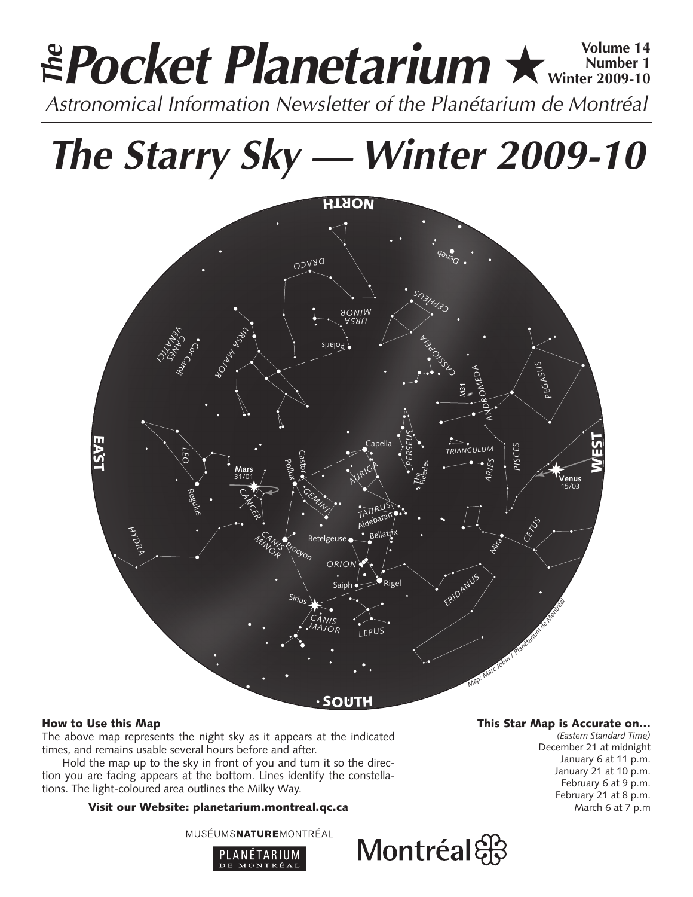# *The* Pocket Planetarium ★

**Volume 14**
**Number 1**
**Winter 2009-10**

*Astronomical Information Newsletter of the Planétarium de Montréal*

# *The Starry Sky — Winter 2009-10*

### How to Use this Map

The above map represents the night sky as it appears at the indicated times, and remains usable several hours before and after.

Hold the map up to the sky in front of you and turn it so the direction you are facing appears at the bottom. Lines identify the constellations. The light-coloured area outlines the Milky Way.

**Visit our Website: planetarium.montreal.qc.ca**

### This Star Map is Accurate on…

*(Eastern Standard Time)*

December 21 at midnight
January 6 at 11 p.m.
January 21 at 10 p.m.
February 6 at 9 p.m.
February 21 at 8 p.m.
March 6 at 7 p.m

MUSÉUMSNATUREMONTRÉAL

PLANÉTARIUM DE MONTRÉAL

Montréal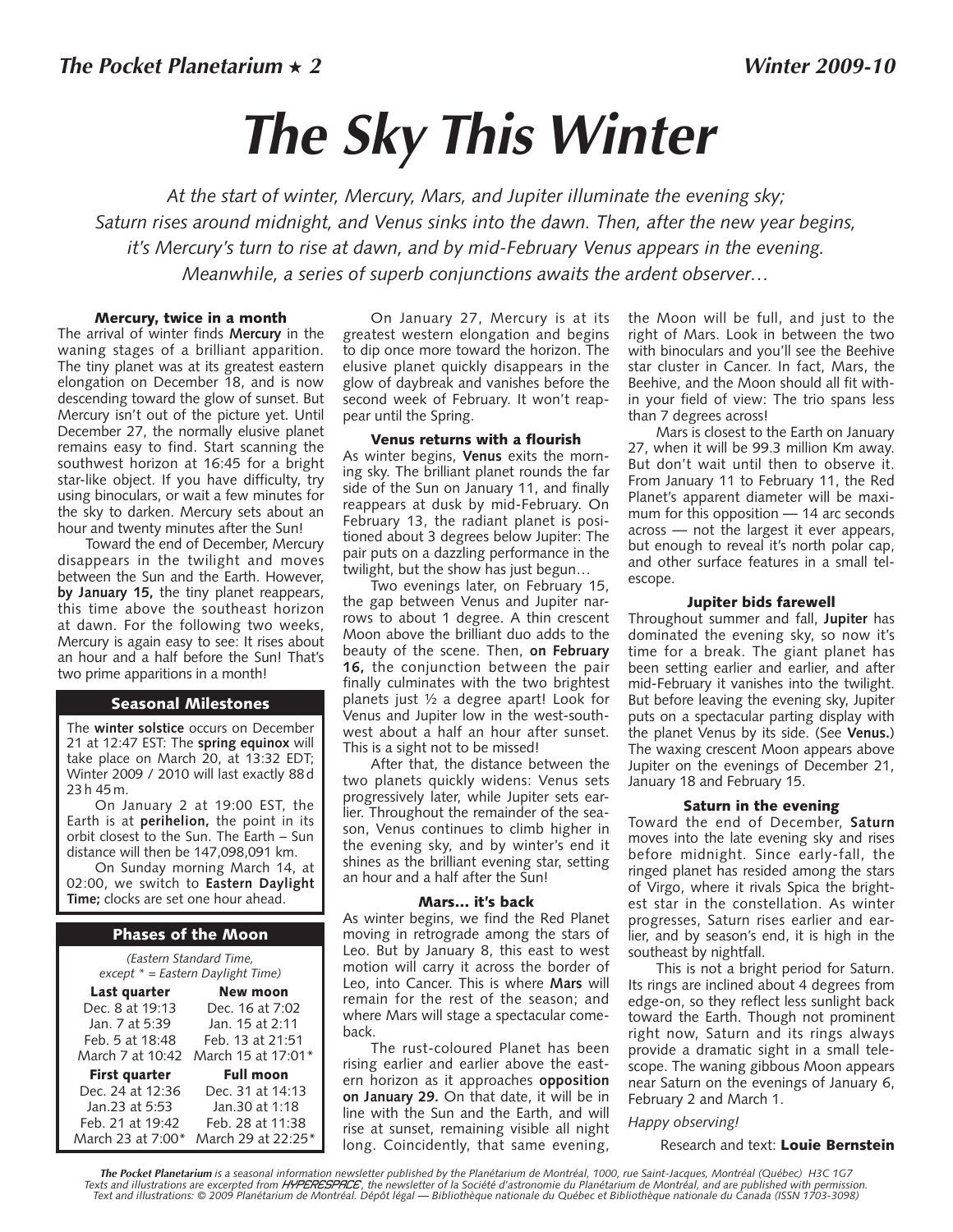# The Sky This Winter

*At the start of winter, Mercury, Mars, and Jupiter illuminate the evening sky; Saturn rises around midnight, and Venus sinks into the dawn. Then, after the new year begins, it's Mercury's turn to rise at dawn, and by mid-February Venus appears in the evening. Meanwhile, a series of superb conjunctions awaits the ardent observer…*

### Mercury, twice in a month

The arrival of winter finds **Mercury** in the waning stages of a brilliant apparition. The tiny planet was at its greatest eastern elongation on December 18, and is now descending toward the glow of sunset. But Mercury isn't out of the picture yet. Until December 27, the normally elusive planet remains easy to find. Start scanning the southwest horizon at 16:45 for a bright star-like object. If you have difficulty, try using binoculars, or wait a few minutes for the sky to darken. Mercury sets about an hour and twenty minutes after the Sun!

Toward the end of December, Mercury disappears in the twilight and moves between the Sun and the Earth. However, **by January 15,** the tiny planet reappears, this time above the southeast horizon at dawn. For the following two weeks, Mercury is again easy to see: It rises about an hour and a half before the Sun! That's two prime apparitions in a month!

On January 27, Mercury is at its greatest western elongation and begins to dip once more toward the horizon. The elusive planet quickly disappears in the glow of daybreak and vanishes before the second week of February. It won't reappear until the Spring.

### Seasonal Milestones

The **winter solstice** occurs on December 21 at 12:47 EST: The **spring equinox** will take place on March 20, at 13:32 EDT; Winter 2009 / 2010 will last exactly 88 d 23 h 45 m.

On January 2 at 19:00 EST, the Earth is at **perihelion,** the point in its orbit closest to the Sun. The Earth – Sun distance will then be 147,098,091 km.

On Sunday morning March 14, at 02:00, we switch to **Eastern Daylight Time;** clocks are set one hour ahead.

### Phases of the Moon

*(Eastern Standard Time, except * = Eastern Daylight Time)*

| Last quarter | New moon |
|---|---|
| Dec. 8 at 19:13 | Dec. 16 at 7:02 |
| Jan. 7 at 5:39 | Jan. 15 at 2:11 |
| Feb. 5 at 18:48 | Feb. 13 at 21:51 |
| March 7 at 10:42 | March 15 at 17:01* |
| **First quarter** | **Full moon** |
| Dec. 24 at 12:36 | Dec. 31 at 14:13 |
| Jan.23 at 5:53 | Jan.30 at 1:18 |
| Feb. 21 at 19:42 | Feb. 28 at 11:38 |
| March 23 at 7:00* | March 29 at 22:25* |

### Venus returns with a flourish

As winter begins, **Venus** exits the morning sky. The brilliant planet rounds the far side of the Sun on January 11, and finally reappears at dusk by mid-February. On February 13, the radiant planet is positioned about 3 degrees below Jupiter: The pair puts on a dazzling performance in the twilight, but the show has just begun…

Two evenings later, on February 15, the gap between Venus and Jupiter narrows to about 1 degree. A thin crescent Moon above the brilliant duo adds to the beauty of the scene. Then, **on February 16,** the conjunction between the pair finally culminates with the two brightest planets just ½ a degree apart! Look for Venus and Jupiter low in the west-southwest about a half an hour after sunset. This is a sight not to be missed!

After that, the distance between the two planets quickly widens: Venus sets progressively later, while Jupiter sets earlier. Throughout the remainder of the season, Venus continues to climb higher in the evening sky, and by winter's end it shines as the brilliant evening star, setting an hour and a half after the Sun!

### Mars… it's back

As winter begins, we find the Red Planet moving in retrograde among the stars of Leo. But by January 8, this east to west motion will carry it across the border of Leo, into Cancer. This is where **Mars** will remain for the rest of the season; and where Mars will stage a spectacular comeback.

The rust-coloured Planet has been rising earlier and earlier above the eastern horizon as it approaches **opposition on January 29.** On that date, it will be in line with the Sun and the Earth, and will rise at sunset, remaining visible all night long. Coincidently, that same evening, the Moon will be full, and just to the right of Mars. Look in between the two with binoculars and you'll see the Beehive star cluster in Cancer. In fact, Mars, the Beehive, and the Moon should all fit within your field of view: The trio spans less than 7 degrees across!

Mars is closest to the Earth on January 27, when it will be 99.3 million Km away. But don't wait until then to observe it. From January 11 to February 11, the Red Planet's apparent diameter will be maximum for this opposition — 14 arc seconds across — not the largest it ever appears, but enough to reveal it's north polar cap, and other surface features in a small telescope.

### Jupiter bids farewell

Throughout summer and fall, **Jupiter** has dominated the evening sky, so now it's time for a break. The giant planet has been setting earlier and earlier, and after mid-February it vanishes into the twilight. But before leaving the evening sky, Jupiter puts on a spectacular parting display with the planet Venus by its side. (See **Venus.**) The waxing crescent Moon appears above Jupiter on the evenings of December 21, January 18 and February 15.

### Saturn in the evening

Toward the end of December, **Saturn** moves into the late evening sky and rises before midnight. Since early-fall, the ringed planet has resided among the stars of Virgo, where it rivals Spica the brightest star in the constellation. As winter progresses, Saturn rises earlier and earlier, and by season's end, it is high in the southeast by nightfall.

This is not a bright period for Saturn. Its rings are inclined about 4 degrees from edge-on, so they reflect less sunlight back toward the Earth. Though not prominent right now, Saturn and its rings always provide a dramatic sight in a small telescope. The waning gibbous Moon appears near Saturn on the evenings of January 6, February 2 and March 1.

*Happy observing!*

Research and text: **Louie Bernstein**

*The Pocket Planetarium is a seasonal information newsletter published by the Planétarium de Montréal, 1000, rue Saint-Jacques, Montréal (Québec) H3C 1G7*
*Texts and illustrations are excerpted from HYPERESPACE, the newsletter of la Société d'astronomie du Planétarium de Montréal, and are published with permission.*
*Text and illustrations: © 2009 Planétarium de Montréal. Dépôt légal — Bibliothèque nationale du Québec et Bibliothèque nationale du Canada (ISSN 1703-3098)*